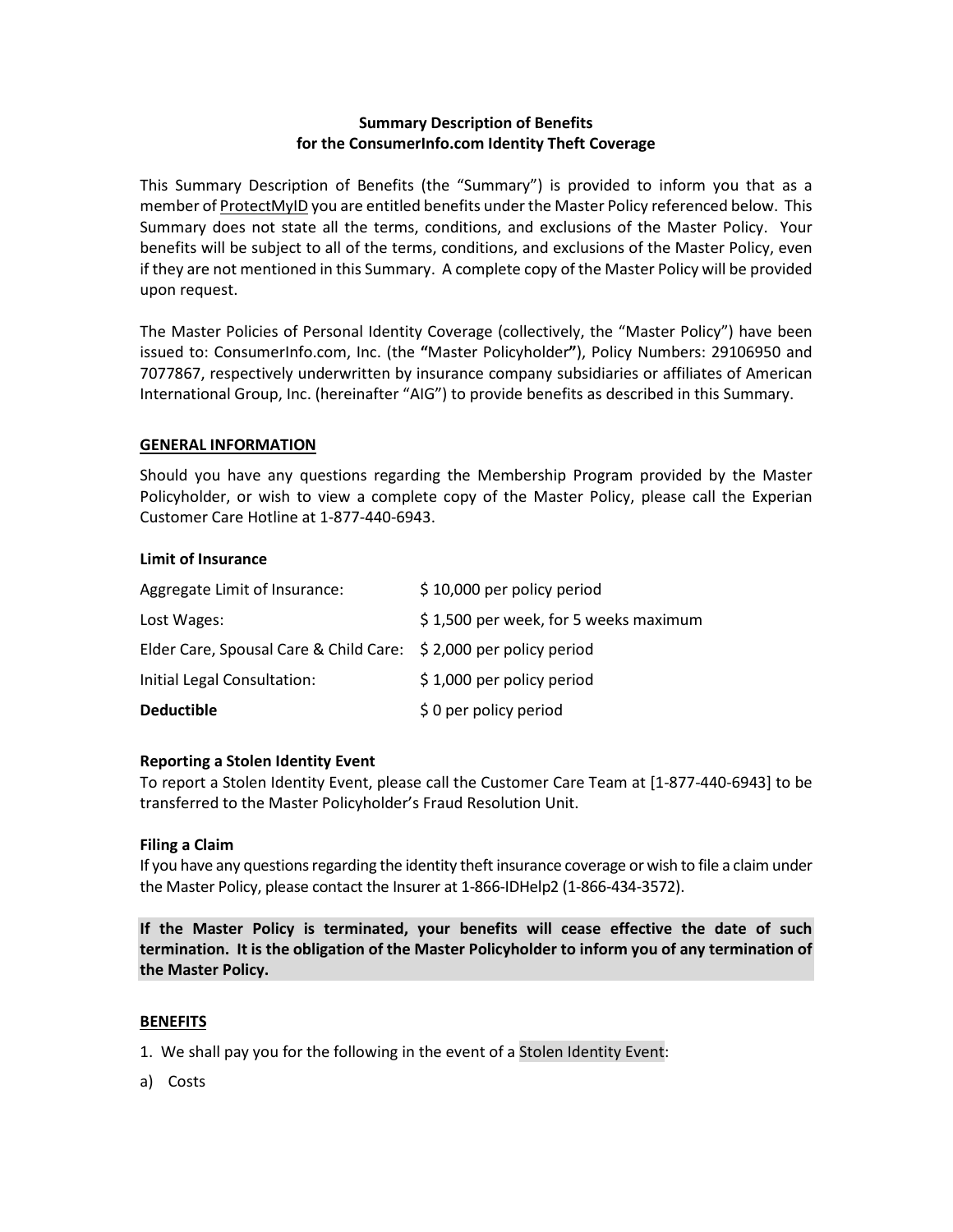**Summary Description of Benefits**
**for the ConsumerInfo.com Identity Theft Coverage**

This Summary Description of Benefits (the "Summary") is provided to inform you that as a member of ProtectMyID you are entitled benefits under the Master Policy referenced below. This Summary does not state all the terms, conditions, and exclusions of the Master Policy. Your benefits will be subject to all of the terms, conditions, and exclusions of the Master Policy, even if they are not mentioned in this Summary. A complete copy of the Master Policy will be provided upon request.

The Master Policies of Personal Identity Coverage (collectively, the "Master Policy") have been issued to: ConsumerInfo.com, Inc. (the **"**Master Policyholder**"**), Policy Numbers: 29106950 and 7077867, respectively underwritten by insurance company subsidiaries or affiliates of American International Group, Inc. (hereinafter "AIG") to provide benefits as described in this Summary.

**GENERAL INFORMATION**

Should you have any questions regarding the Membership Program provided by the Master Policyholder, or wish to view a complete copy of the Master Policy, please call the Experian Customer Care Hotline at 1-877-440-6943.

**Limit of Insurance**

| | |
|---|---|
| Aggregate Limit of Insurance: | $ 10,000 per policy period |
| Lost Wages: | $ 1,500 per week, for 5 weeks maximum |
| Elder Care, Spousal Care & Child Care: | $ 2,000 per policy period |
| Initial Legal Consultation: | $ 1,000 per policy period |
| **Deductible** | $ 0 per policy period |

**Reporting a Stolen Identity Event**

To report a Stolen Identity Event, please call the Customer Care Team at [1-877-440-6943] to be transferred to the Master Policyholder's Fraud Resolution Unit.

**Filing a Claim**

If you have any questions regarding the identity theft insurance coverage or wish to file a claim under the Master Policy, please contact the Insurer at 1-866-IDHelp2 (1-866-434-3572).

**If the Master Policy is terminated, your benefits will cease effective the date of such termination. It is the obligation of the Master Policyholder to inform you of any termination of the Master Policy.**

**BENEFITS**

1. We shall pay you for the following in the event of a Stolen Identity Event:

a) Costs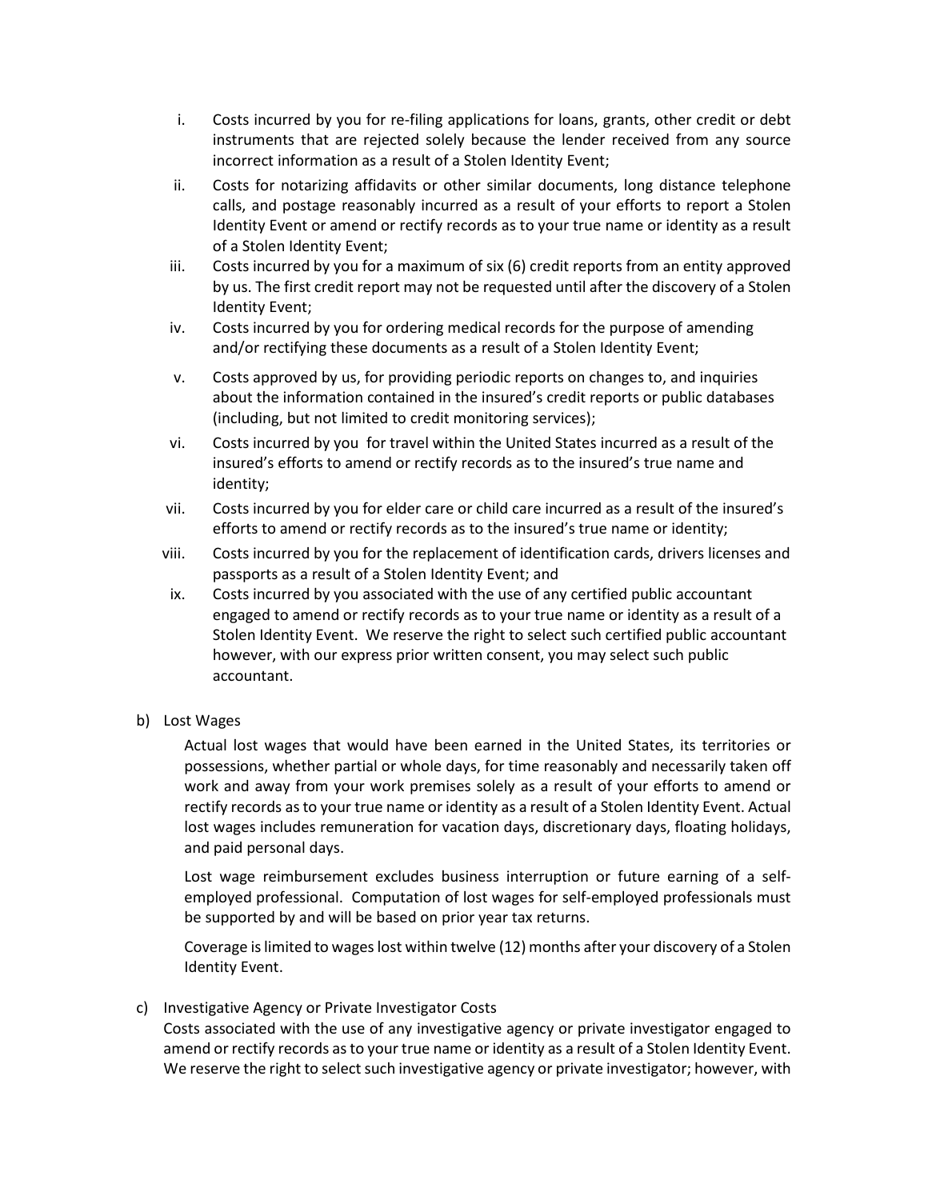i. Costs incurred by you for re-filing applications for loans, grants, other credit or debt instruments that are rejected solely because the lender received from any source incorrect information as a result of a Stolen Identity Event;

ii. Costs for notarizing affidavits or other similar documents, long distance telephone calls, and postage reasonably incurred as a result of your efforts to report a Stolen Identity Event or amend or rectify records as to your true name or identity as a result of a Stolen Identity Event;

iii. Costs incurred by you for a maximum of six (6) credit reports from an entity approved by us. The first credit report may not be requested until after the discovery of a Stolen Identity Event;

iv. Costs incurred by you for ordering medical records for the purpose of amending and/or rectifying these documents as a result of a Stolen Identity Event;

v. Costs approved by us, for providing periodic reports on changes to, and inquiries about the information contained in the insured's credit reports or public databases (including, but not limited to credit monitoring services);

vi. Costs incurred by you for travel within the United States incurred as a result of the insured's efforts to amend or rectify records as to the insured's true name and identity;

vii. Costs incurred by you for elder care or child care incurred as a result of the insured's efforts to amend or rectify records as to the insured's true name or identity;

viii. Costs incurred by you for the replacement of identification cards, drivers licenses and passports as a result of a Stolen Identity Event; and

ix. Costs incurred by you associated with the use of any certified public accountant engaged to amend or rectify records as to your true name or identity as a result of a Stolen Identity Event. We reserve the right to select such certified public accountant however, with our express prior written consent, you may select such public accountant.

b) Lost Wages

Actual lost wages that would have been earned in the United States, its territories or possessions, whether partial or whole days, for time reasonably and necessarily taken off work and away from your work premises solely as a result of your efforts to amend or rectify records as to your true name or identity as a result of a Stolen Identity Event. Actual lost wages includes remuneration for vacation days, discretionary days, floating holidays, and paid personal days.

Lost wage reimbursement excludes business interruption or future earning of a self-employed professional. Computation of lost wages for self-employed professionals must be supported by and will be based on prior year tax returns.

Coverage is limited to wages lost within twelve (12) months after your discovery of a Stolen Identity Event.

c) Investigative Agency or Private Investigator Costs

Costs associated with the use of any investigative agency or private investigator engaged to amend or rectify records as to your true name or identity as a result of a Stolen Identity Event. We reserve the right to select such investigative agency or private investigator; however, with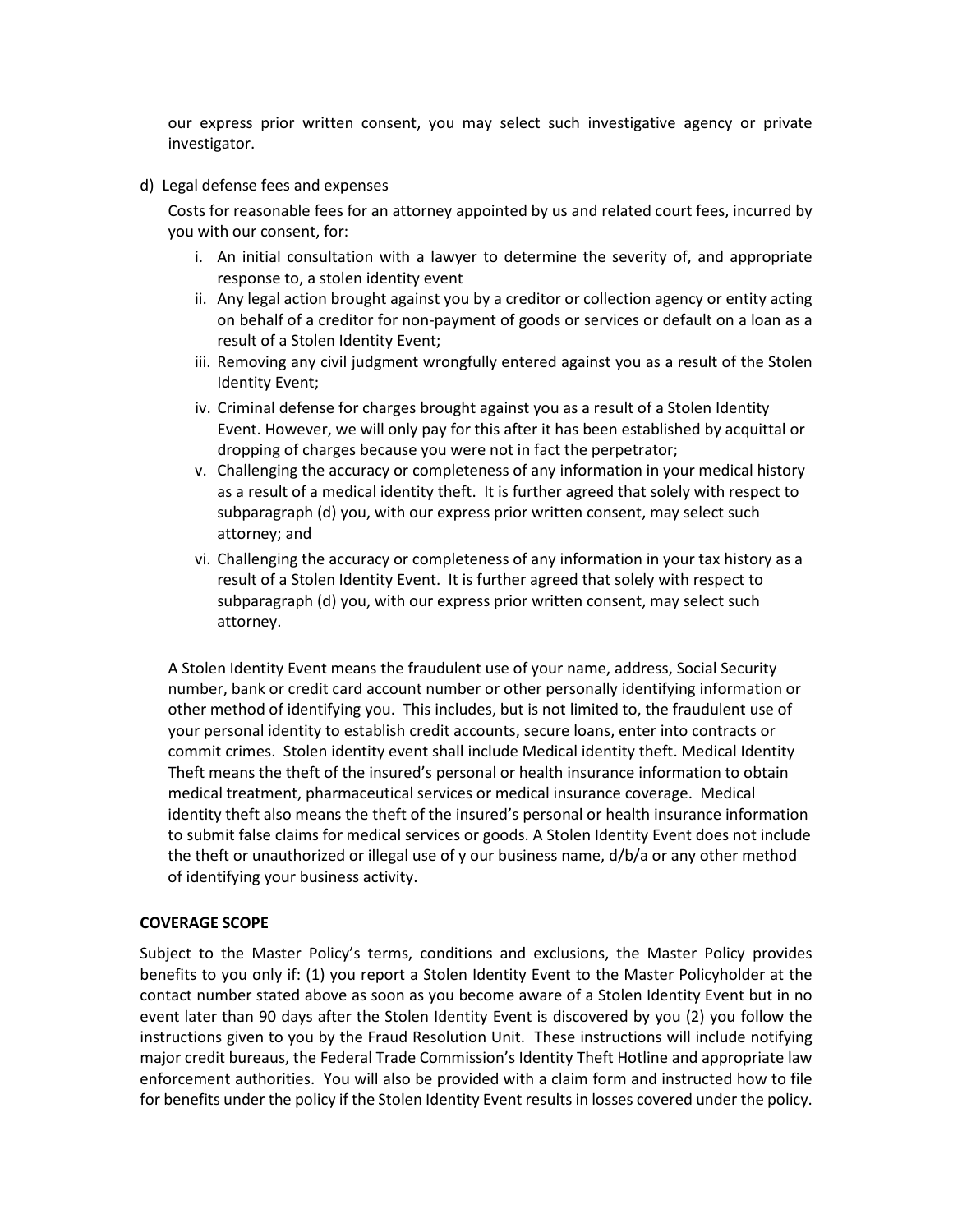our express prior written consent, you may select such investigative agency or private investigator.

d) Legal defense fees and expenses

   Costs for reasonable fees for an attorney appointed by us and related court fees, incurred by you with our consent, for:

   i. An initial consultation with a lawyer to determine the severity of, and appropriate response to, a stolen identity event
   ii. Any legal action brought against you by a creditor or collection agency or entity acting on behalf of a creditor for non-payment of goods or services or default on a loan as a result of a Stolen Identity Event;
   iii. Removing any civil judgment wrongfully entered against you as a result of the Stolen Identity Event;
   iv. Criminal defense for charges brought against you as a result of a Stolen Identity Event. However, we will only pay for this after it has been established by acquittal or dropping of charges because you were not in fact the perpetrator;
   v. Challenging the accuracy or completeness of any information in your medical history as a result of a medical identity theft. It is further agreed that solely with respect to subparagraph (d) you, with our express prior written consent, may select such attorney; and
   vi. Challenging the accuracy or completeness of any information in your tax history as a result of a Stolen Identity Event. It is further agreed that solely with respect to subparagraph (d) you, with our express prior written consent, may select such attorney.

   A Stolen Identity Event means the fraudulent use of your name, address, Social Security number, bank or credit card account number or other personally identifying information or other method of identifying you. This includes, but is not limited to, the fraudulent use of your personal identity to establish credit accounts, secure loans, enter into contracts or commit crimes. Stolen identity event shall include Medical identity theft. Medical Identity Theft means the theft of the insured's personal or health insurance information to obtain medical treatment, pharmaceutical services or medical insurance coverage. Medical identity theft also means the theft of the insured's personal or health insurance information to submit false claims for medical services or goods. A Stolen Identity Event does not include the theft or unauthorized or illegal use of y our business name, d/b/a or any other method of identifying your business activity.

**COVERAGE SCOPE**

Subject to the Master Policy's terms, conditions and exclusions, the Master Policy provides benefits to you only if: (1) you report a Stolen Identity Event to the Master Policyholder at the contact number stated above as soon as you become aware of a Stolen Identity Event but in no event later than 90 days after the Stolen Identity Event is discovered by you (2) you follow the instructions given to you by the Fraud Resolution Unit. These instructions will include notifying major credit bureaus, the Federal Trade Commission's Identity Theft Hotline and appropriate law enforcement authorities. You will also be provided with a claim form and instructed how to file for benefits under the policy if the Stolen Identity Event results in losses covered under the policy.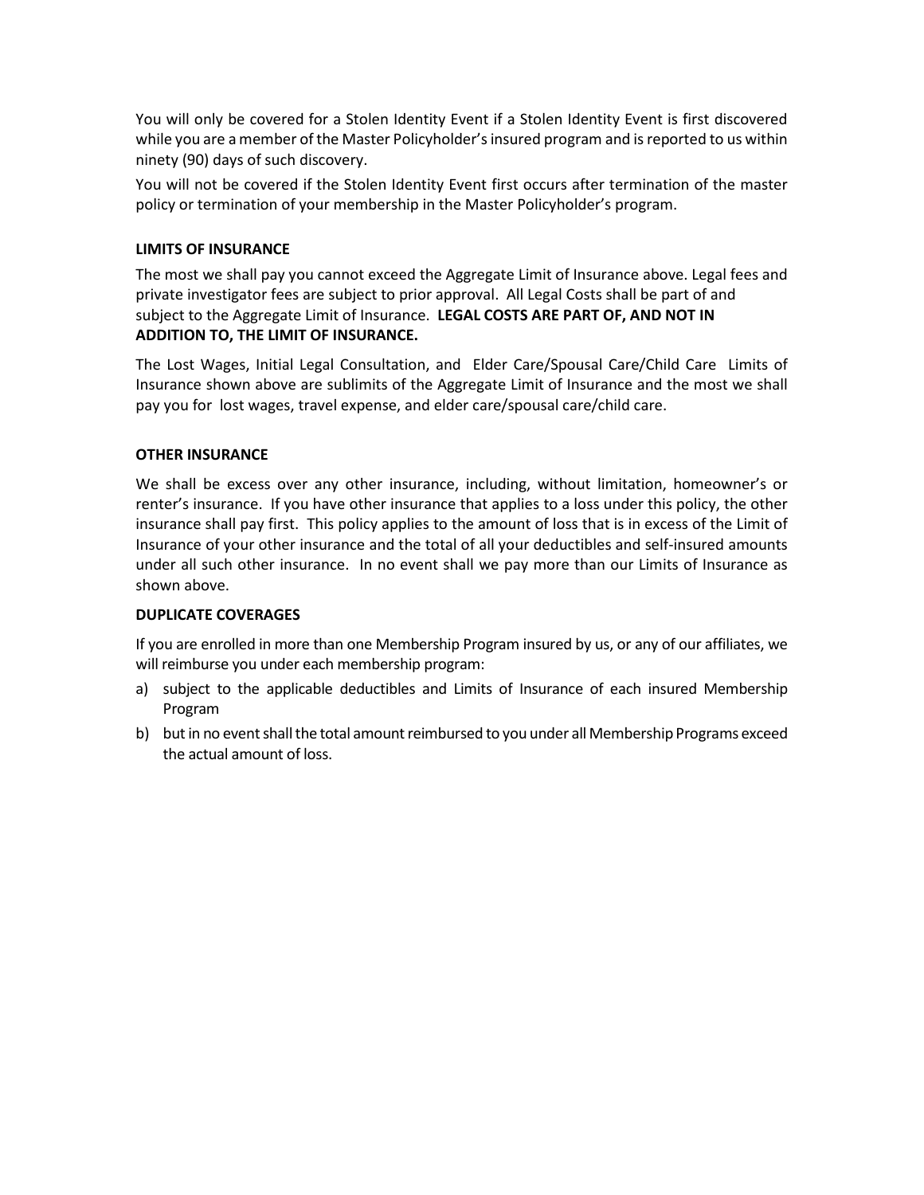You will only be covered for a Stolen Identity Event if a Stolen Identity Event is first discovered while you are a member of the Master Policyholder's insured program and is reported to us within ninety (90) days of such discovery.

You will not be covered if the Stolen Identity Event first occurs after termination of the master policy or termination of your membership in the Master Policyholder's program.

**LIMITS OF INSURANCE**

The most we shall pay you cannot exceed the Aggregate Limit of Insurance above. Legal fees and private investigator fees are subject to prior approval. All Legal Costs shall be part of and subject to the Aggregate Limit of Insurance. **LEGAL COSTS ARE PART OF, AND NOT IN ADDITION TO, THE LIMIT OF INSURANCE.**

The Lost Wages, Initial Legal Consultation, and Elder Care/Spousal Care/Child Care Limits of Insurance shown above are sublimits of the Aggregate Limit of Insurance and the most we shall pay you for lost wages, travel expense, and elder care/spousal care/child care.

**OTHER INSURANCE**

We shall be excess over any other insurance, including, without limitation, homeowner's or renter's insurance. If you have other insurance that applies to a loss under this policy, the other insurance shall pay first. This policy applies to the amount of loss that is in excess of the Limit of Insurance of your other insurance and the total of all your deductibles and self-insured amounts under all such other insurance. In no event shall we pay more than our Limits of Insurance as shown above.

**DUPLICATE COVERAGES**

If you are enrolled in more than one Membership Program insured by us, or any of our affiliates, we will reimburse you under each membership program:

a) subject to the applicable deductibles and Limits of Insurance of each insured Membership Program
b) but in no event shall the total amount reimbursed to you under all Membership Programs exceed the actual amount of loss.